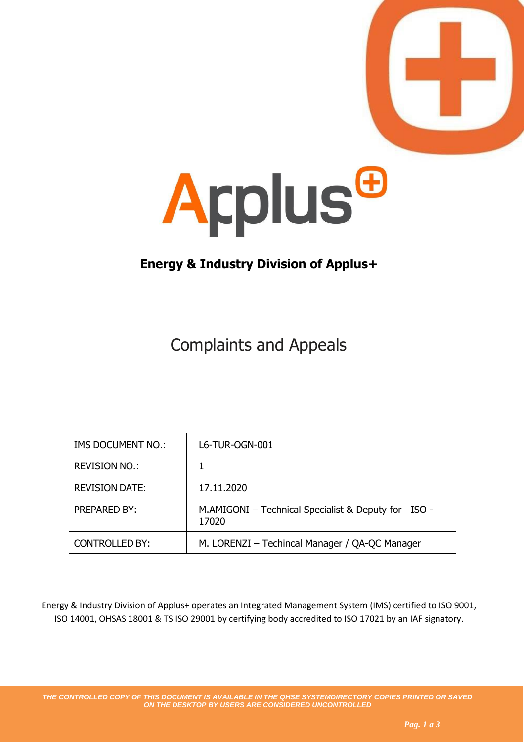**Energy & Industry Division of Applus+**

# Complaints and Appeals

| IMS DOCUMENT NO.: | L6-TUR-OGN-001 |
|---|---|
| REVISION NO.: | 1 |
| REVISION DATE: | 17.11.2020 |
| PREPARED BY: | M.AMIGONI – Technical Specialist & Deputy for ISO -17020 |
| CONTROLLED BY: | M. LORENZI – Techincal Manager / QA-QC Manager |

Energy & Industry Division of Applus+ operates an Integrated Management System (IMS) certified to ISO 9001, ISO 14001, OHSAS 18001 & TS ISO 29001 by certifying body accredited to ISO 17021 by an IAF signatory.

*THE CONTROLLED COPY OF THIS DOCUMENT IS AVAILABLE IN THE QHSE SYSTEMDIRECTORY COPIES PRINTED OR SAVED ON THE DESKTOP BY USERS ARE CONSIDERED UNCONTROLLED*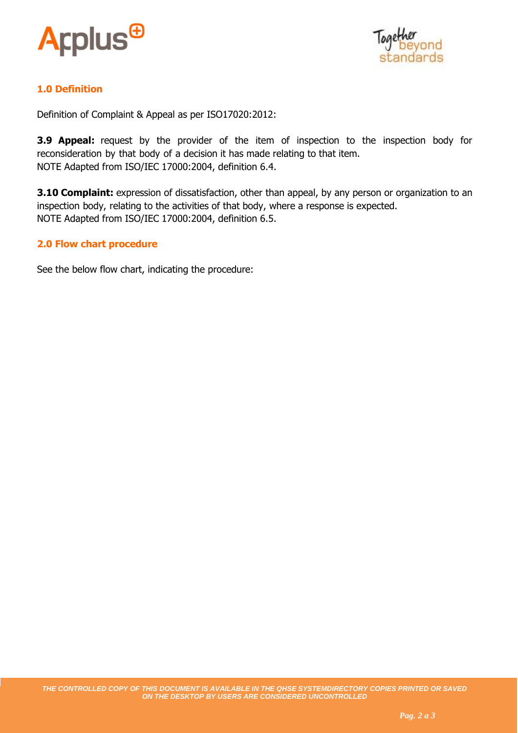## 1.0 Definition

Definition of Complaint & Appeal as per ISO17020:2012:

**3.9 Appeal:** request by the provider of the item of inspection to the inspection body for reconsideration by that body of a decision it has made relating to that item.
NOTE Adapted from ISO/IEC 17000:2004, definition 6.4.

**3.10 Complaint:** expression of dissatisfaction, other than appeal, by any person or organization to an inspection body, relating to the activities of that body, where a response is expected.
NOTE Adapted from ISO/IEC 17000:2004, definition 6.5.

## 2.0 Flow chart procedure

See the below flow chart, indicating the procedure: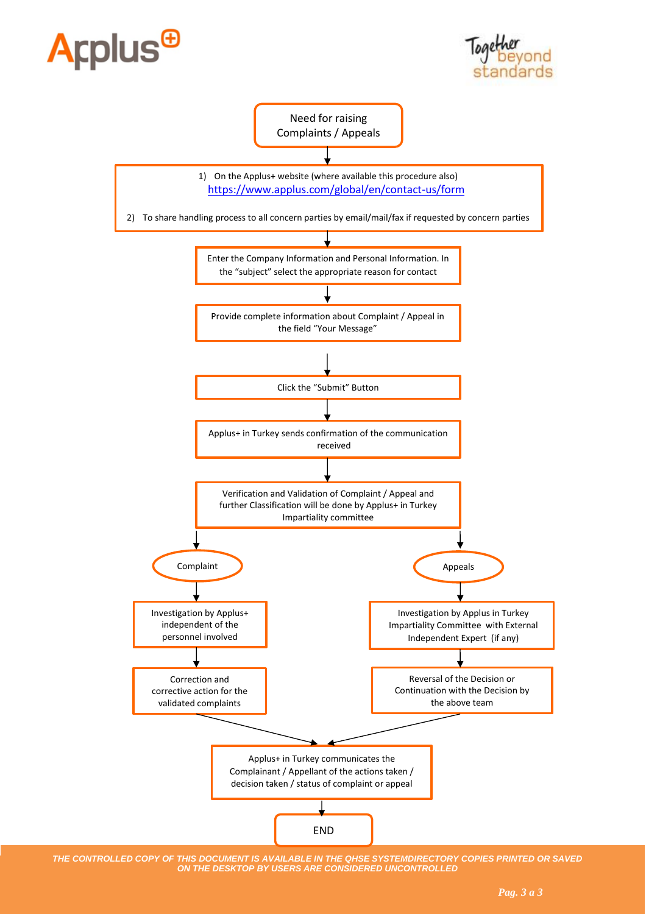Need for raising Complaints / Appeals

1) On the Applus+ website (where available this procedure also) https://www.applus.com/global/en/contact-us/form

2) To share handling process to all concern parties by email/mail/fax if requested by concern parties

Enter the Company Information and Personal Information. In the "subject" select the appropriate reason for contact

Provide complete information about Complaint / Appeal in the field "Your Message"

Click the "Submit" Button

Applus+ in Turkey sends confirmation of the communication received

Verification and Validation of Complaint / Appeal and further Classification will be done by Applus+ in Turkey Impartiality committee

Complaint

Investigation by Applus+ independent of the personnel involved

Correction and corrective action for the validated complaints

Appeals

Investigation by Applus in Turkey Impartiality Committee with External Independent Expert (if any)

Reversal of the Decision or Continuation with the Decision by the above team

Applus+ in Turkey communicates the Complainant / Appellant of the actions taken / decision taken / status of complaint or appeal

END

*THE CONTROLLED COPY OF THIS DOCUMENT IS AVAILABLE IN THE QHSE SYSTEMDIRECTORY COPIES PRINTED OR SAVED ON THE DESKTOP BY USERS ARE CONSIDERED UNCONTROLLED*